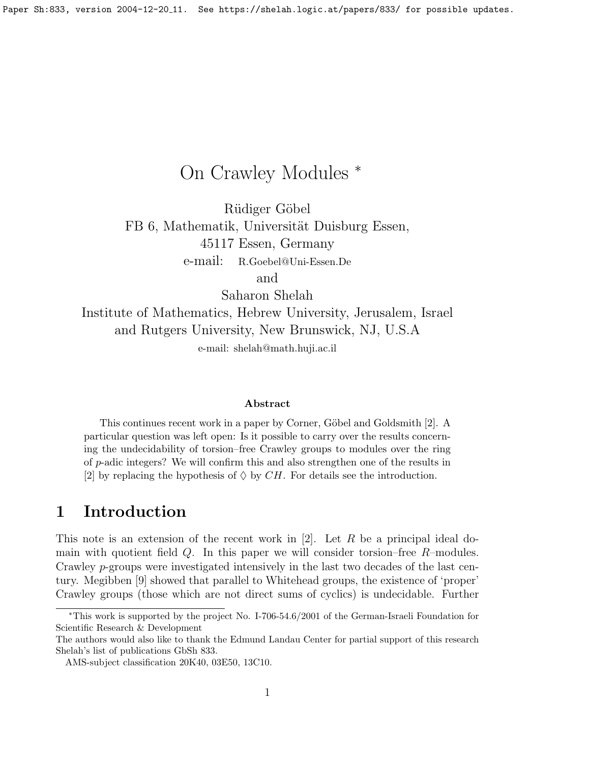# On Crawley Modules *

Rüdiger Göbel
FB 6, Mathematik, Universität Duisburg Essen,
45117 Essen, Germany
e-mail: R.Goebel@Uni-Essen.De

and

Saharon Shelah
Institute of Mathematics, Hebrew University, Jerusalem, Israel
and Rutgers University, New Brunswick, NJ, U.S.A
e-mail: shelah@math.huji.ac.il

### Abstract

This continues recent work in a paper by Corner, Göbel and Goldsmith [2]. A particular question was left open: Is it possible to carry over the results concerning the undecidability of torsion–free Crawley groups to modules over the ring of $p$-adic integers? We will confirm this and also strengthen one of the results in [2] by replacing the hypothesis of $\diamondsuit$ by $CH$. For details see the introduction.

## 1 Introduction

This note is an extension of the recent work in [2]. Let $R$ be a principal ideal domain with quotient field $Q$. In this paper we will consider torsion–free $R$–modules. Crawley $p$-groups were investigated intensively in the last two decades of the last century. Megibben [9] showed that parallel to Whitehead groups, the existence of 'proper' Crawley groups (those which are not direct sums of cyclics) is undecidable. Further

---

*This work is supported by the project No. I-706-54.6/2001 of the German-Israeli Foundation for Scientific Research & Development

The authors would also like to thank the Edmund Landau Center for partial support of this research Shelah's list of publications GbSh 833.

AMS-subject classification 20K40, 03E50, 13C10.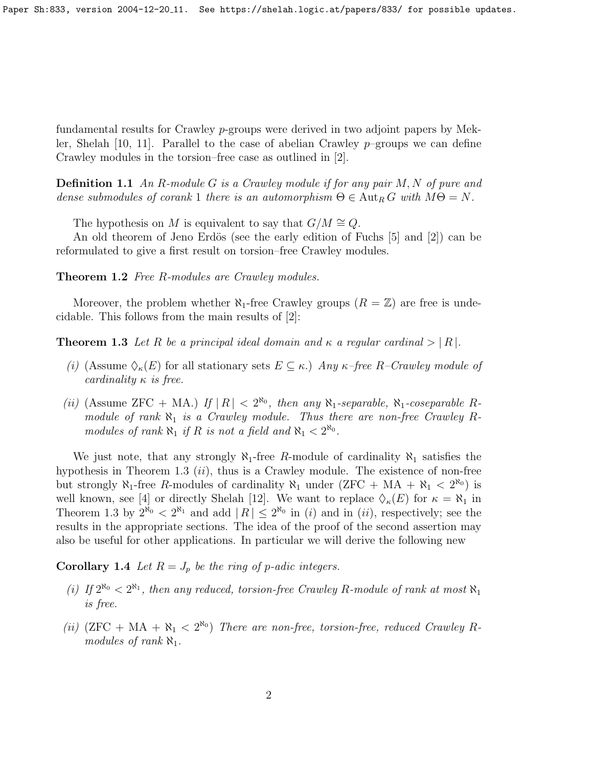fundamental results for Crawley $p$-groups were derived in two adjoint papers by Mekler, Shelah [10, 11]. Parallel to the case of abelian Crawley $p$–groups we can define Crawley modules in the torsion–free case as outlined in [2].

**Definition 1.1** *An $R$-module $G$ is a Crawley module if for any pair $M, N$ of pure and dense submodules of corank 1 there is an automorphism $\Theta \in \mathrm{Aut}_R G$ with $M\Theta = N$.*

The hypothesis on $M$ is equivalent to say that $G/M \cong Q$.

An old theorem of Jeno Erdös (see the early edition of Fuchs [5] and [2]) can be reformulated to give a first result on torsion–free Crawley modules.

**Theorem 1.2** *Free $R$-modules are Crawley modules.*

Moreover, the problem whether $\aleph_1$-free Crawley groups ($R = \mathbb{Z}$) are free is undecidable. This follows from the main results of [2]:

**Theorem 1.3** *Let $R$ be a principal ideal domain and $\kappa$ a regular cardinal $> |R|$.*

*(i)* (Assume $\diamondsuit_\kappa(E)$ for all stationary sets $E \subseteq \kappa$.) *Any $\kappa$–free $R$–Crawley module of cardinality $\kappa$ is free.*

*(ii)* (Assume ZFC + MA.) *If $|R| < 2^{\aleph_0}$, then any $\aleph_1$-separable, $\aleph_1$-coseparable $R$-module of rank $\aleph_1$ is a Crawley module. Thus there are non-free Crawley $R$-modules of rank $\aleph_1$ if $R$ is not a field and $\aleph_1 < 2^{\aleph_0}$.*

We just note, that any strongly $\aleph_1$-free $R$-module of cardinality $\aleph_1$ satisfies the hypothesis in Theorem 1.3 $(ii)$, thus is a Crawley module. The existence of non-free but strongly $\aleph_1$-free $R$-modules of cardinality $\aleph_1$ under (ZFC + MA + $\aleph_1 < 2^{\aleph_0}$) is well known, see [4] or directly Shelah [12]. We want to replace $\diamondsuit_\kappa(E)$ for $\kappa = \aleph_1$ in Theorem 1.3 by $2^{\aleph_0} < 2^{\aleph_1}$ and add $|R| \leq 2^{\aleph_0}$ in $(i)$ and in $(ii)$, respectively; see the results in the appropriate sections. The idea of the proof of the second assertion may also be useful for other applications. In particular we will derive the following new

**Corollary 1.4** *Let $R = J_p$ be the ring of $p$-adic integers.*

*(i) If $2^{\aleph_0} < 2^{\aleph_1}$, then any reduced, torsion-free Crawley $R$-module of rank at most $\aleph_1$ is free.*

*(ii)* (ZFC + MA + $\aleph_1 < 2^{\aleph_0}$) *There are non-free, torsion-free, reduced Crawley $R$-modules of rank $\aleph_1$.*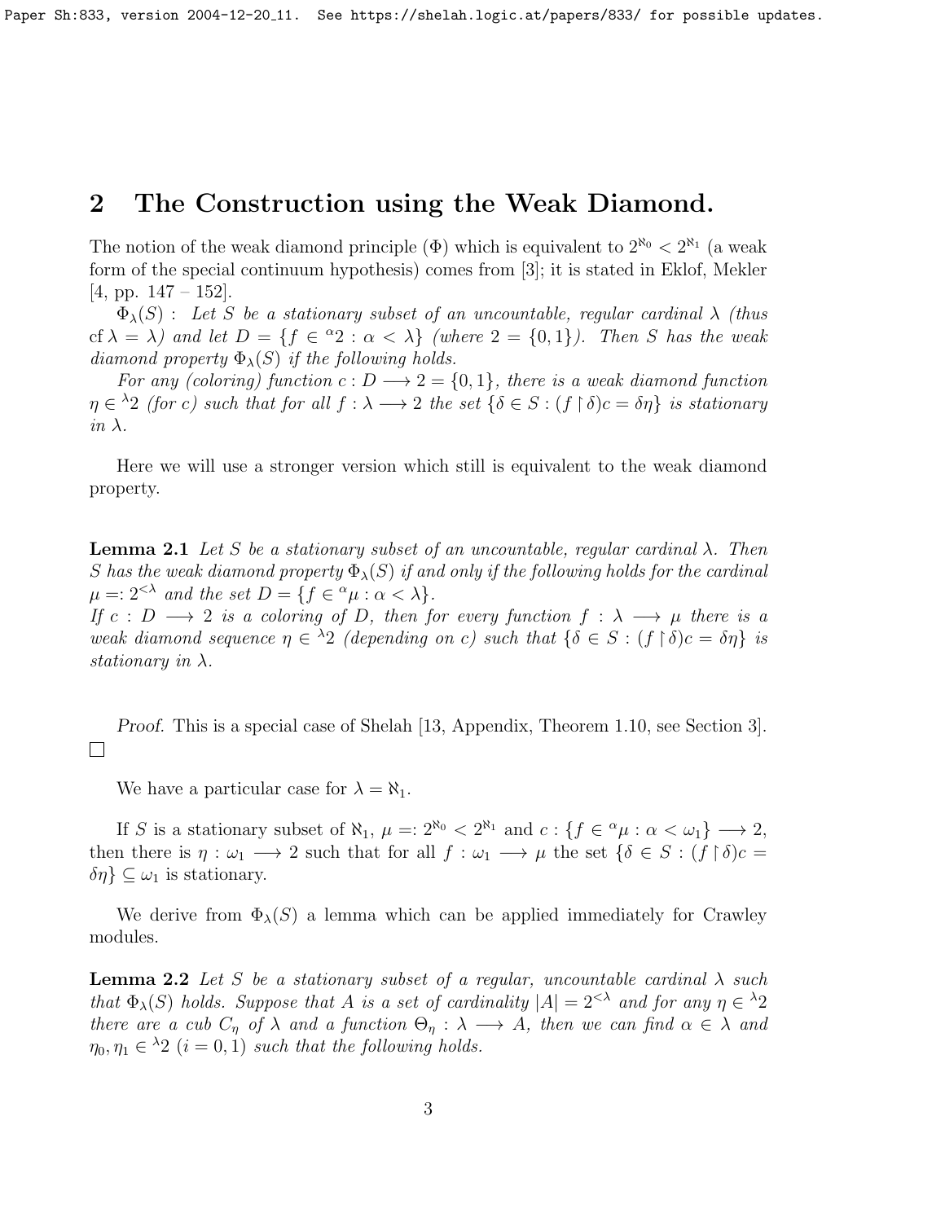## 2 The Construction using the Weak Diamond.

The notion of the weak diamond principle ($\Phi$) which is equivalent to $2^{\aleph_0} < 2^{\aleph_1}$ (a weak form of the special continuum hypothesis) comes from [3]; it is stated in Eklof, Mekler [4, pp. 147 – 152].

$\Phi_\lambda(S)$ : *Let $S$ be a stationary subset of an uncountable, regular cardinal $\lambda$ (thus $\operatorname{cf}\lambda = \lambda$) and let $D = \{f \in {}^\alpha 2 : \alpha < \lambda\}$ (where $2 = \{0, 1\}$). Then $S$ has the weak diamond property $\Phi_\lambda(S)$ if the following holds.*

*For any (coloring) function $c : D \longrightarrow 2 = \{0, 1\}$, there is a weak diamond function $\eta \in {}^\lambda 2$ (for $c$) such that for all $f : \lambda \longrightarrow 2$ the set $\{\delta \in S : (f \restriction \delta)c = \delta\eta\}$ is stationary in $\lambda$.*

Here we will use a stronger version which still is equivalent to the weak diamond property.

**Lemma 2.1** *Let $S$ be a stationary subset of an uncountable, regular cardinal $\lambda$. Then $S$ has the weak diamond property $\Phi_\lambda(S)$ if and only if the following holds for the cardinal $\mu =: 2^{<\lambda}$ and the set $D = \{f \in {}^\alpha\mu : \alpha < \lambda\}$.*
*If $c : D \longrightarrow 2$ is a coloring of $D$, then for every function $f : \lambda \longrightarrow \mu$ there is a weak diamond sequence $\eta \in {}^\lambda 2$ (depending on $c$) such that $\{\delta \in S : (f \restriction \delta)c = \delta\eta\}$ is stationary in $\lambda$.*

*Proof.* This is a special case of Shelah [13, Appendix, Theorem 1.10, see Section 3]. $\square$

We have a particular case for $\lambda = \aleph_1$.

If $S$ is a stationary subset of $\aleph_1$, $\mu =: 2^{\aleph_0} < 2^{\aleph_1}$ and $c : \{f \in {}^\alpha\mu : \alpha < \omega_1\} \longrightarrow 2$, then there is $\eta : \omega_1 \longrightarrow 2$ such that for all $f : \omega_1 \longrightarrow \mu$ the set $\{\delta \in S : (f \restriction \delta)c = \delta\eta\} \subseteq \omega_1$ is stationary.

We derive from $\Phi_\lambda(S)$ a lemma which can be applied immediately for Crawley modules.

**Lemma 2.2** *Let $S$ be a stationary subset of a regular, uncountable cardinal $\lambda$ such that $\Phi_\lambda(S)$ holds. Suppose that $A$ is a set of cardinality $|A| = 2^{<\lambda}$ and for any $\eta \in {}^\lambda 2$ there are a cub $C_\eta$ of $\lambda$ and a function $\Theta_\eta : \lambda \longrightarrow A$, then we can find $\alpha \in \lambda$ and $\eta_0, \eta_1 \in {}^\lambda 2$ $(i = 0, 1)$ such that the following holds.*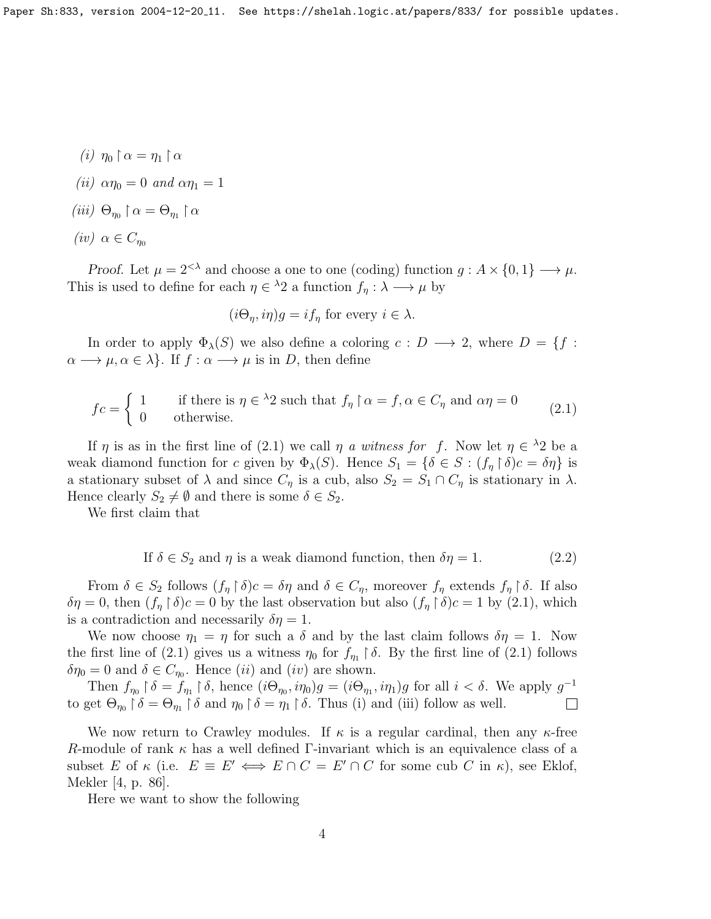*(i)* $\eta_0 \restriction \alpha = \eta_1 \restriction \alpha$

*(ii)* $\alpha\eta_0 = 0$ *and* $\alpha\eta_1 = 1$

*(iii)* $\Theta_{\eta_0} \restriction \alpha = \Theta_{\eta_1} \restriction \alpha$

*(iv)* $\alpha \in C_{\eta_0}$

*Proof.* Let $\mu = 2^{<\lambda}$ and choose a one to one (coding) function $g : A \times \{0, 1\} \longrightarrow \mu$. This is used to define for each $\eta \in {}^\lambda 2$ a function $f_\eta : \lambda \longrightarrow \mu$ by

$$(i\Theta_\eta, i\eta)g = if_\eta \text{ for every } i \in \lambda.$$

In order to apply $\Phi_\lambda(S)$ we also define a coloring $c : D \longrightarrow 2$, where $D = \{f : \alpha \longrightarrow \mu, \alpha \in \lambda\}$. If $f : \alpha \longrightarrow \mu$ is in $D$, then define

$$fc = \begin{cases} 1 & \text{if there is } \eta \in {}^\lambda 2 \text{ such that } f_\eta \restriction \alpha = f, \alpha \in C_\eta \text{ and } \alpha\eta = 0 \\ 0 & \text{otherwise.} \end{cases} \tag{2.1}$$

If $\eta$ is as in the first line of (2.1) we call $\eta$ *a witness for* $f$. Now let $\eta \in {}^\lambda 2$ be a weak diamond function for $c$ given by $\Phi_\lambda(S)$. Hence $S_1 = \{\delta \in S : (f_\eta \restriction \delta)c = \delta\eta\}$ is a stationary subset of $\lambda$ and since $C_\eta$ is a cub, also $S_2 = S_1 \cap C_\eta$ is stationary in $\lambda$. Hence clearly $S_2 \neq \emptyset$ and there is some $\delta \in S_2$.

We first claim that

$$\text{If } \delta \in S_2 \text{ and } \eta \text{ is a weak diamond function, then } \delta\eta = 1. \tag{2.2}$$

From $\delta \in S_2$ follows $(f_\eta \restriction \delta)c = \delta\eta$ and $\delta \in C_\eta$, moreover $f_\eta$ extends $f_\eta \restriction \delta$. If also $\delta\eta = 0$, then $(f_\eta \restriction \delta)c = 0$ by the last observation but also $(f_\eta \restriction \delta)c = 1$ by (2.1), which is a contradiction and necessarily $\delta\eta = 1$.

We now choose $\eta_1 = \eta$ for such a $\delta$ and by the last claim follows $\delta\eta = 1$. Now the first line of (2.1) gives us a witness $\eta_0$ for $f_{\eta_1} \restriction \delta$. By the first line of (2.1) follows $\delta\eta_0 = 0$ and $\delta \in C_{\eta_0}$. Hence *(ii)* and *(iv)* are shown.

Then $f_{\eta_0} \restriction \delta = f_{\eta_1} \restriction \delta$, hence $(i\Theta_{\eta_0}, i\eta_0)g = (i\Theta_{\eta_1}, i\eta_1)g$ for all $i < \delta$. We apply $g^{-1}$ to get $\Theta_{\eta_0} \restriction \delta = \Theta_{\eta_1} \restriction \delta$ and $\eta_0 \restriction \delta = \eta_1 \restriction \delta$. Thus (i) and (iii) follow as well. □

We now return to Crawley modules. If $\kappa$ is a regular cardinal, then any $\kappa$-free $R$-module of rank $\kappa$ has a well defined $\Gamma$-invariant which is an equivalence class of a subset $E$ of $\kappa$ (i.e. $E \equiv E' \iff E \cap C = E' \cap C$ for some cub $C$ in $\kappa$), see Eklof, Mekler [4, p. 86].

Here we want to show the following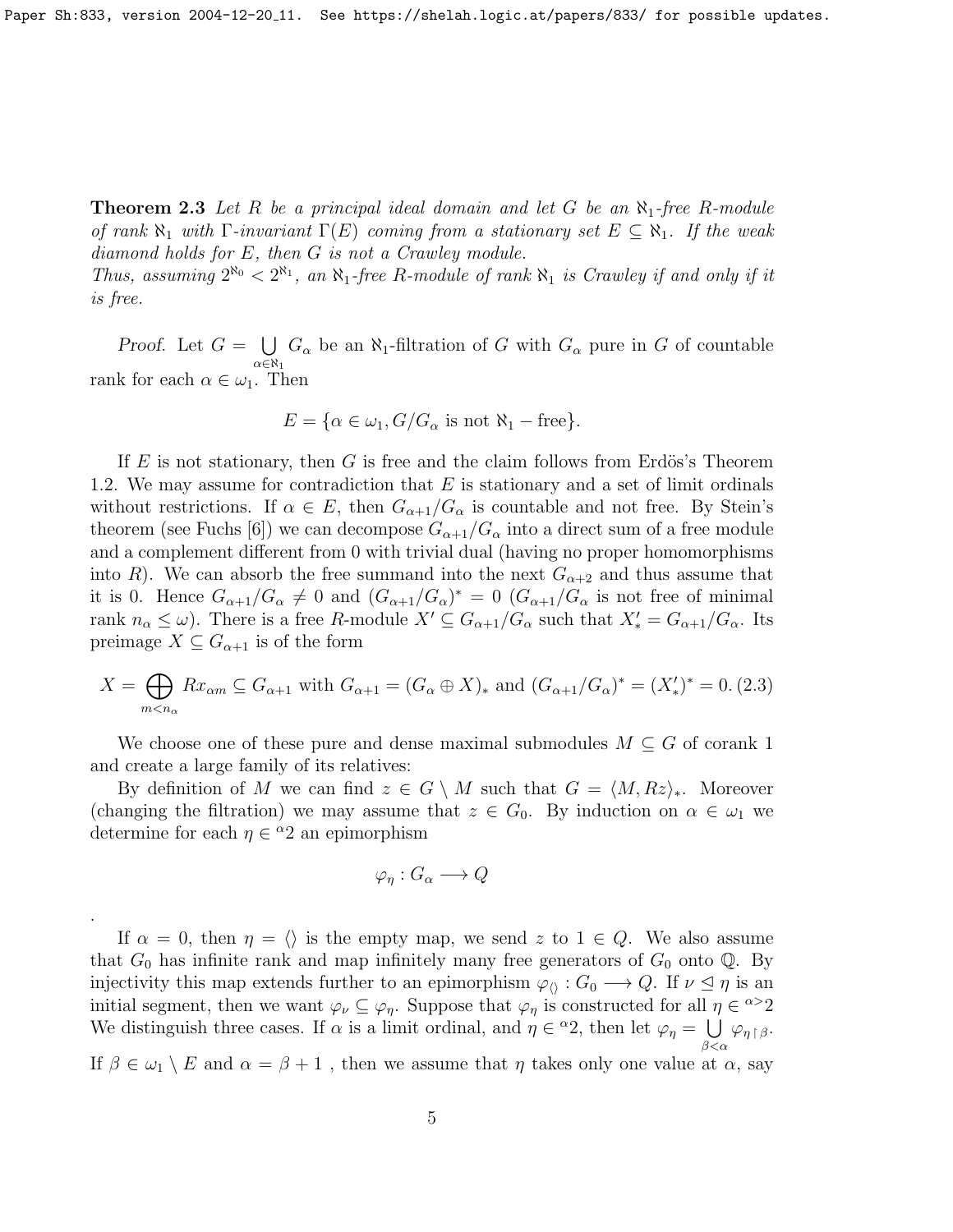**Theorem 2.3** *Let $R$ be a principal ideal domain and let $G$ be an $\aleph_1$-free $R$-module of rank $\aleph_1$ with $\Gamma$-invariant $\Gamma(E)$ coming from a stationary set $E \subseteq \aleph_1$. If the weak diamond holds for $E$, then $G$ is not a Crawley module.*
*Thus, assuming $2^{\aleph_0} < 2^{\aleph_1}$, an $\aleph_1$-free $R$-module of rank $\aleph_1$ is Crawley if and only if it is free.*

*Proof.* Let $G = \bigcup_{\alpha \in \aleph_1} G_\alpha$ be an $\aleph_1$-filtration of $G$ with $G_\alpha$ pure in $G$ of countable rank for each $\alpha \in \omega_1$. Then

$$E = \{\alpha \in \omega_1, G/G_\alpha \text{ is not } \aleph_1 - \text{free}\}.$$

If $E$ is not stationary, then $G$ is free and the claim follows from Erdös's Theorem 1.2. We may assume for contradiction that $E$ is stationary and a set of limit ordinals without restrictions. If $\alpha \in E$, then $G_{\alpha+1}/G_\alpha$ is countable and not free. By Stein's theorem (see Fuchs [6]) we can decompose $G_{\alpha+1}/G_\alpha$ into a direct sum of a free module and a complement different from 0 with trivial dual (having no proper homomorphisms into $R$). We can absorb the free summand into the next $G_{\alpha+2}$ and thus assume that it is 0. Hence $G_{\alpha+1}/G_\alpha \neq 0$ and $(G_{\alpha+1}/G_\alpha)^* = 0$ ($G_{\alpha+1}/G_\alpha$ is not free of minimal rank $n_\alpha \leq \omega$). There is a free $R$-module $X' \subseteq G_{\alpha+1}/G_\alpha$ such that $X'_* = G_{\alpha+1}/G_\alpha$. Its preimage $X \subseteq G_{\alpha+1}$ is of the form

$$X = \bigoplus_{m<n_\alpha} Rx_{\alpha m} \subseteq G_{\alpha+1} \text{ with } G_{\alpha+1} = (G_\alpha \oplus X)_* \text{ and } (G_{\alpha+1}/G_\alpha)^* = (X'_*)^* = 0. \quad (2.3)$$

We choose one of these pure and dense maximal submodules $M \subseteq G$ of corank 1 and create a large family of its relatives:

By definition of $M$ we can find $z \in G \setminus M$ such that $G = \langle M, Rz \rangle_*$. Moreover (changing the filtration) we may assume that $z \in G_0$. By induction on $\alpha \in \omega_1$ we determine for each $\eta \in {}^{\alpha}2$ an epimorphism

$$\varphi_\eta : G_\alpha \longrightarrow Q$$

.

If $\alpha = 0$, then $\eta = \langle\rangle$ is the empty map, we send $z$ to $1 \in Q$. We also assume that $G_0$ has infinite rank and map infinitely many free generators of $G_0$ onto $\mathbb{Q}$. By injectivity this map extends further to an epimorphism $\varphi_{\langle\rangle} : G_0 \longrightarrow Q$. If $\nu \trianglelefteq \eta$ is an initial segment, then we want $\varphi_\nu \subseteq \varphi_\eta$. Suppose that $\varphi_\eta$ is constructed for all $\eta \in {}^{\alpha>}2$ We distinguish three cases. If $\alpha$ is a limit ordinal, and $\eta \in {}^{\alpha}2$, then let $\varphi_\eta = \bigcup_{\beta<\alpha} \varphi_{\eta\restriction\beta}$.
If $\beta \in \omega_1 \setminus E$ and $\alpha = \beta + 1$ , then we assume that $\eta$ takes only one value at $\alpha$, say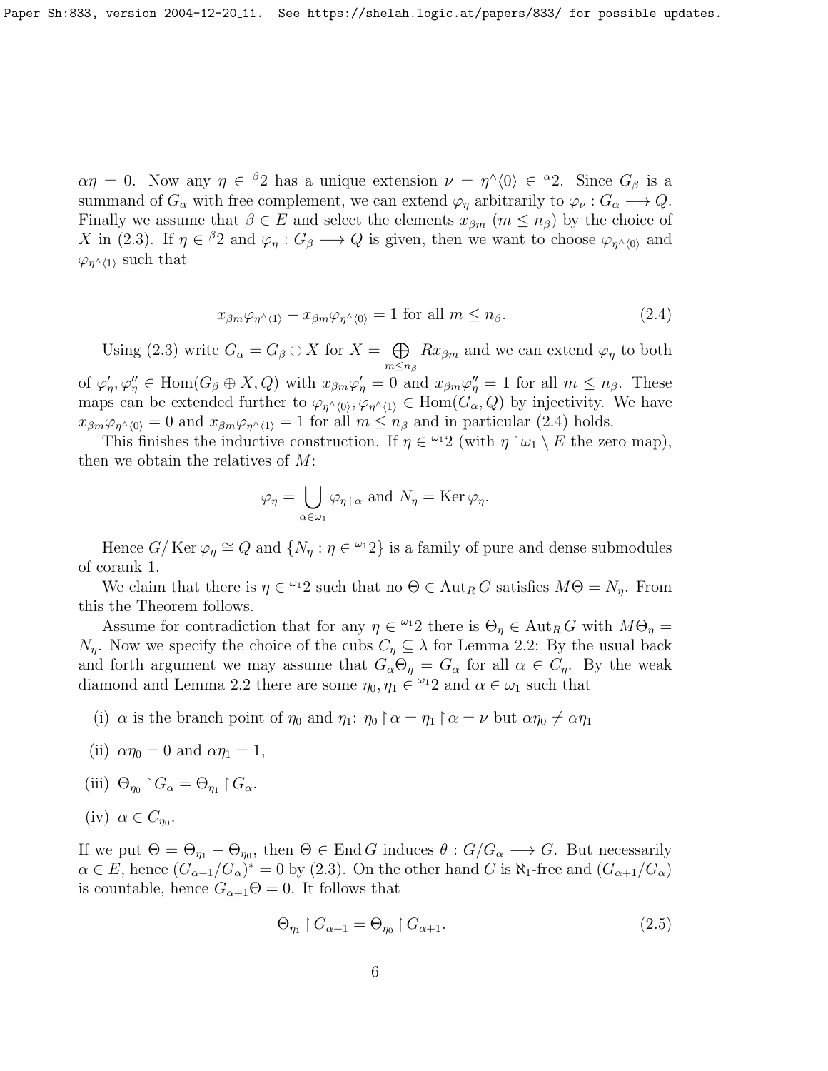$\alpha\eta = 0$. Now any $\eta \in {}^{\beta}2$ has a unique extension $\nu = \eta^\wedge\langle 0\rangle \in {}^{\alpha}2$. Since $G_\beta$ is a summand of $G_\alpha$ with free complement, we can extend $\varphi_\eta$ arbitrarily to $\varphi_\nu : G_\alpha \longrightarrow Q$. Finally we assume that $\beta \in E$ and select the elements $x_{\beta m}$ ($m \leq n_\beta$) by the choice of $X$ in (2.3). If $\eta \in {}^{\beta}2$ and $\varphi_\eta : G_\beta \longrightarrow Q$ is given, then we want to choose $\varphi_{\eta^\wedge\langle 0\rangle}$ and $\varphi_{\eta^\wedge\langle 1\rangle}$ such that

$$x_{\beta m}\varphi_{\eta^\wedge\langle 1\rangle} - x_{\beta m}\varphi_{\eta^\wedge\langle 0\rangle} = 1 \text{ for all } m \leq n_\beta. \tag{2.4}$$

Using (2.3) write $G_\alpha = G_\beta \oplus X$ for $X = \bigoplus_{m\leq n_\beta} Rx_{\beta m}$ and we can extend $\varphi_\eta$ to both of $\varphi'_\eta, \varphi''_\eta \in \operatorname{Hom}(G_\beta \oplus X, Q)$ with $x_{\beta m}\varphi'_\eta = 0$ and $x_{\beta m}\varphi''_\eta = 1$ for all $m \leq n_\beta$. These maps can be extended further to $\varphi_{\eta^\wedge\langle 0\rangle}, \varphi_{\eta^\wedge\langle 1\rangle} \in \operatorname{Hom}(G_\alpha, Q)$ by injectivity. We have $x_{\beta m}\varphi_{\eta^\wedge\langle 0\rangle} = 0$ and $x_{\beta m}\varphi_{\eta^\wedge\langle 1\rangle} = 1$ for all $m \leq n_\beta$ and in particular (2.4) holds.

This finishes the inductive construction. If $\eta \in {}^{\omega_1}2$ (with $\eta\restriction \omega_1 \setminus E$ the zero map), then we obtain the relatives of $M$:

$$\varphi_\eta = \bigcup_{\alpha\in\omega_1} \varphi_{\eta\restriction\alpha} \text{ and } N_\eta = \operatorname{Ker}\varphi_\eta.$$

Hence $G/\operatorname{Ker}\varphi_\eta \cong Q$ and $\{N_\eta : \eta \in {}^{\omega_1}2\}$ is a family of pure and dense submodules of corank 1.

We claim that there is $\eta \in {}^{\omega_1}2$ such that no $\Theta \in \operatorname{Aut}_R G$ satisfies $M\Theta = N_\eta$. From this the Theorem follows.

Assume for contradiction that for any $\eta \in {}^{\omega_1}2$ there is $\Theta_\eta \in \operatorname{Aut}_R G$ with $M\Theta_\eta = N_\eta$. Now we specify the choice of the cubs $C_\eta \subseteq \lambda$ for Lemma 2.2: By the usual back and forth argument we may assume that $G_\alpha\Theta_\eta = G_\alpha$ for all $\alpha \in C_\eta$. By the weak diamond and Lemma 2.2 there are some $\eta_0, \eta_1 \in {}^{\omega_1}2$ and $\alpha \in \omega_1$ such that

(i) $\alpha$ is the branch point of $\eta_0$ and $\eta_1$: $\eta_0\restriction\alpha = \eta_1\restriction\alpha = \nu$ but $\alpha\eta_0 \neq \alpha\eta_1$

(ii) $\alpha\eta_0 = 0$ and $\alpha\eta_1 = 1$,

(iii) $\Theta_{\eta_0}\restriction G_\alpha = \Theta_{\eta_1}\restriction G_\alpha$.

(iv) $\alpha \in C_{\eta_0}$.

If we put $\Theta = \Theta_{\eta_1} - \Theta_{\eta_0}$, then $\Theta \in \operatorname{End} G$ induces $\theta : G/G_\alpha \longrightarrow G$. But necessarily $\alpha \in E$, hence $(G_{\alpha+1}/G_\alpha)^* = 0$ by (2.3). On the other hand $G$ is $\aleph_1$-free and $(G_{\alpha+1}/G_\alpha)$ is countable, hence $G_{\alpha+1}\Theta = 0$. It follows that

$$\Theta_{\eta_1}\restriction G_{\alpha+1} = \Theta_{\eta_0}\restriction G_{\alpha+1}. \tag{2.5}$$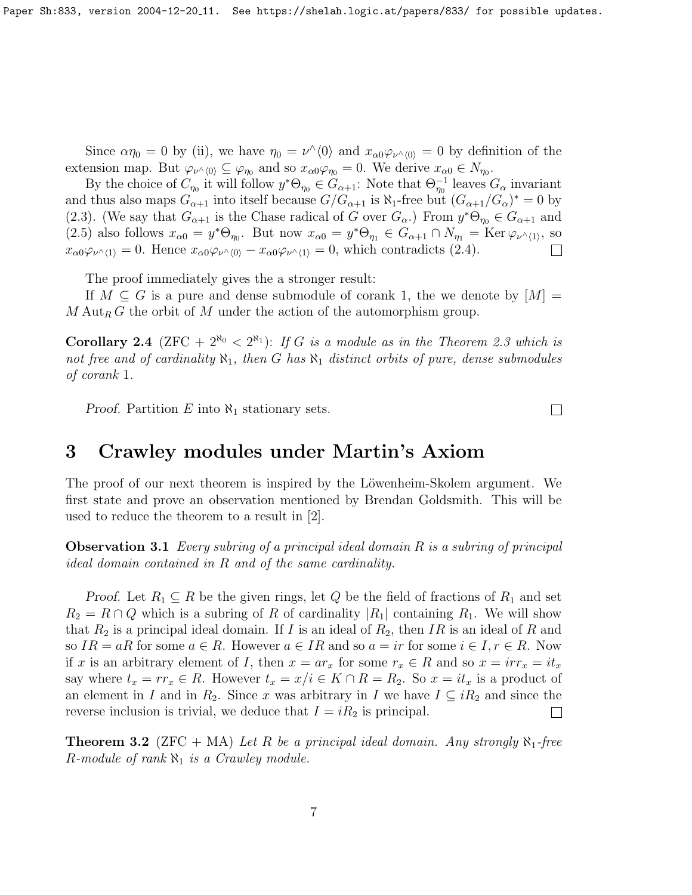Since $\alpha\eta_0 = 0$ by (ii), we have $\eta_0 = \nu^\wedge\langle 0\rangle$ and $x_{\alpha 0}\varphi_{\nu^\wedge\langle 0\rangle} = 0$ by definition of the extension map. But $\varphi_{\nu^\wedge\langle 0\rangle} \subseteq \varphi_{\eta_0}$ and so $x_{\alpha 0}\varphi_{\eta_0} = 0$. We derive $x_{\alpha 0} \in N_{\eta_0}$.

By the choice of $C_{\eta_0}$ it will follow $y^*\Theta_{\eta_0} \in G_{\alpha+1}$: Note that $\Theta_{\eta_0}^{-1}$ leaves $G_\alpha$ invariant and thus also maps $G_{\alpha+1}$ into itself because $G/G_{\alpha+1}$ is $\aleph_1$-free but $(G_{\alpha+1}/G_\alpha)^* = 0$ by (2.3). (We say that $G_{\alpha+1}$ is the Chase radical of $G$ over $G_\alpha$.) From $y^*\Theta_{\eta_0} \in G_{\alpha+1}$ and (2.5) also follows $x_{\alpha 0} = y^*\Theta_{\eta_0}$. But now $x_{\alpha 0} = y^*\Theta_{\eta_1} \in G_{\alpha+1} \cap N_{\eta_1} = \operatorname{Ker}\varphi_{\nu^\wedge\langle 1\rangle}$, so $x_{\alpha 0}\varphi_{\nu^\wedge\langle 1\rangle} = 0$. Hence $x_{\alpha 0}\varphi_{\nu^\wedge\langle 0\rangle} - x_{\alpha 0}\varphi_{\nu^\wedge\langle 1\rangle} = 0$, which contradicts (2.4). $\square$

The proof immediately gives the a stronger result:

If $M \subseteq G$ is a pure and dense submodule of corank 1, the we denote by $[M] = M\operatorname{Aut}_R G$ the orbit of $M$ under the action of the automorphism group.

**Corollary 2.4** (ZFC + $2^{\aleph_0} < 2^{\aleph_1}$): *If $G$ is a module as in the Theorem 2.3 which is not free and of cardinality $\aleph_1$, then $G$ has $\aleph_1$ distinct orbits of pure, dense submodules of corank 1.*

*Proof.* Partition $E$ into $\aleph_1$ stationary sets. $\square$

## 3 Crawley modules under Martin's Axiom

The proof of our next theorem is inspired by the Löwenheim-Skolem argument. We first state and prove an observation mentioned by Brendan Goldsmith. This will be used to reduce the theorem to a result in [2].

**Observation 3.1** *Every subring of a principal ideal domain $R$ is a subring of principal ideal domain contained in $R$ and of the same cardinality.*

*Proof.* Let $R_1 \subseteq R$ be the given rings, let $Q$ be the field of fractions of $R_1$ and set $R_2 = R \cap Q$ which is a subring of $R$ of cardinality $|R_1|$ containing $R_1$. We will show that $R_2$ is a principal ideal domain. If $I$ is an ideal of $R_2$, then $IR$ is an ideal of $R$ and so $IR = aR$ for some $a \in R$. However $a \in IR$ and so $a = ir$ for some $i \in I, r \in R$. Now if $x$ is an arbitrary element of $I$, then $x = ar_x$ for some $r_x \in R$ and so $x = irr_x = it_x$ say where $t_x = rr_x \in R$. However $t_x = x/i \in K \cap R = R_2$. So $x = it_x$ is a product of an element in $I$ and in $R_2$. Since $x$ was arbitrary in $I$ we have $I \subseteq iR_2$ and since the reverse inclusion is trivial, we deduce that $I = iR_2$ is principal. $\square$

**Theorem 3.2** (ZFC + MA) *Let $R$ be a principal ideal domain. Any strongly $\aleph_1$-free $R$-module of rank $\aleph_1$ is a Crawley module.*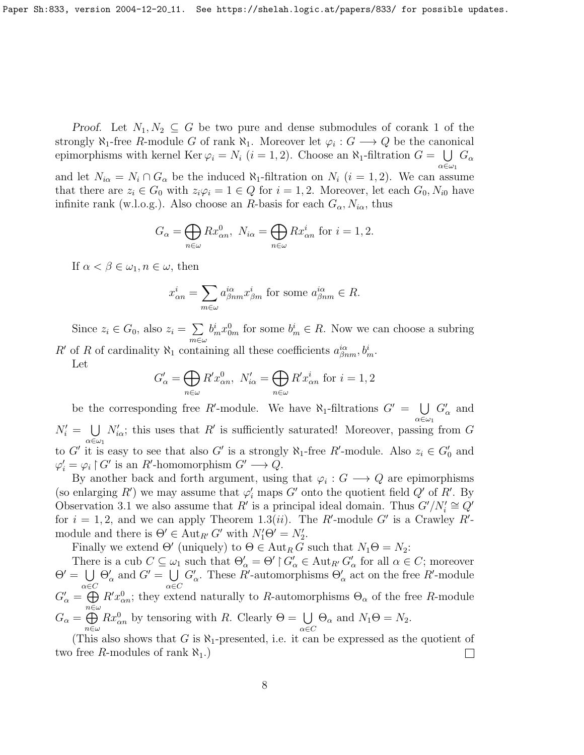*Proof.* Let $N_1, N_2 \subseteq G$ be two pure and dense submodules of corank 1 of the strongly $\aleph_1$-free $R$-module $G$ of rank $\aleph_1$. Moreover let $\varphi_i : G \longrightarrow Q$ be the canonical epimorphisms with kernel $\operatorname{Ker} \varphi_i = N_i$ $(i = 1, 2)$. Choose an $\aleph_1$-filtration $G = \bigcup_{\alpha \in \omega_1} G_\alpha$ and let $N_{i\alpha} = N_i \cap G_\alpha$ be the induced $\aleph_1$-filtration on $N_i$ $(i = 1, 2)$. We can assume that there are $z_i \in G_0$ with $z_i \varphi_i = 1 \in Q$ for $i = 1, 2$. Moreover, let each $G_0, N_{i0}$ have infinite rank (w.l.o.g.). Also choose an $R$-basis for each $G_\alpha, N_{i\alpha}$, thus

$$G_\alpha = \bigoplus_{n \in \omega} R x^0_{\alpha n}, \; N_{i\alpha} = \bigoplus_{n \in \omega} R x^i_{\alpha n} \text{ for } i = 1, 2.$$

If $\alpha < \beta \in \omega_1, n \in \omega$, then

$$x^i_{\alpha n} = \sum_{m \in \omega} a^{i\alpha}_{\beta n m} x^i_{\beta m} \text{ for some } a^{i\alpha}_{\beta n m} \in R.$$

Since $z_i \in G_0$, also $z_i = \sum_{m \in \omega} b^i_m x^0_{0m}$ for some $b^i_m \in R$. Now we can choose a subring $R'$ of $R$ of cardinality $\aleph_1$ containing all these coefficients $a^{i\alpha}_{\beta n m}, b^i_m$.

Let

$$G'_\alpha = \bigoplus_{n \in \omega} R' x^0_{\alpha n}, \; N'_{i\alpha} = \bigoplus_{n \in \omega} R' x^i_{\alpha n} \text{ for } i = 1, 2$$

be the corresponding free $R'$-module. We have $\aleph_1$-filtrations $G' = \bigcup_{\alpha \in \omega_1} G'_\alpha$ and $N'_i = \bigcup_{\alpha \in \omega_1} N'_{i\alpha}$; this uses that $R'$ is sufficiently saturated! Moreover, passing from $G$ to $G'$ it is easy to see that also $G'$ is a strongly $\aleph_1$-free $R'$-module. Also $z_i \in G'_0$ and $\varphi'_i = \varphi_i \restriction G'$ is an $R'$-homomorphism $G' \longrightarrow Q$.

By another back and forth argument, using that $\varphi_i : G \longrightarrow Q$ are epimorphisms (so enlarging $R'$) we may assume that $\varphi'_i$ maps $G'$ onto the quotient field $Q'$ of $R'$. By Observation 3.1 we also assume that $R'$ is a principal ideal domain. Thus $G'/N'_i \cong Q'$ for $i = 1, 2$, and we can apply Theorem 1.3$(ii)$. The $R'$-module $G'$ is a Crawley $R'$-module and there is $\Theta' \in \operatorname{Aut}_{R'} G'$ with $N'_1 \Theta' = N'_2$.

Finally we extend $\Theta'$ (uniquely) to $\Theta \in \operatorname{Aut}_R G$ such that $N_1 \Theta = N_2$:

There is a cub $C \subseteq \omega_1$ such that $\Theta'_\alpha = \Theta' \restriction G'_\alpha \in \operatorname{Aut}_{R'} G'_\alpha$ for all $\alpha \in C$; moreover $\Theta' = \bigcup_{\alpha \in C} \Theta'_\alpha$ and $G' = \bigcup_{\alpha \in C} G'_\alpha$. These $R'$-automorphisms $\Theta'_\alpha$ act on the free $R'$-module $G'_\alpha = \bigoplus_{n \in \omega} R' x^0_{\alpha n}$; they extend naturally to $R$-automorphisms $\Theta_\alpha$ of the free $R$-module $G_\alpha = \bigoplus_{n \in \omega} R x^0_{\alpha n}$ by tensoring with $R$. Clearly $\Theta = \bigcup_{\alpha \in C} \Theta_\alpha$ and $N_1 \Theta = N_2$.

(This also shows that $G$ is $\aleph_1$-presented, i.e. it can be expressed as the quotient of two free $R$-modules of rank $\aleph_1$.) $\square$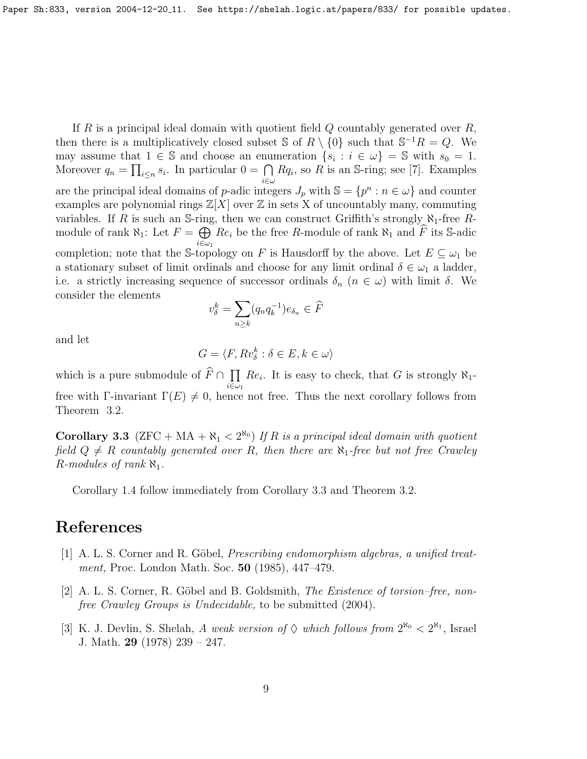If $R$ is a principal ideal domain with quotient field $Q$ countably generated over $R$, then there is a multiplicatively closed subset $\mathbb{S}$ of $R \setminus \{0\}$ such that $\mathbb{S}^{-1}R = Q$. We may assume that $1 \in \mathbb{S}$ and choose an enumeration $\{s_i : i \in \omega\} = \mathbb{S}$ with $s_0 = 1$. Moreover $q_n = \prod_{i \leq n} s_i$. In particular $0 = \bigcap_{i \in \omega} Rq_i$, so $R$ is an $\mathbb{S}$-ring; see [7]. Examples are the principal ideal domains of $p$-adic integers $J_p$ with $\mathbb{S} = \{p^n : n \in \omega\}$ and counter examples are polynomial rings $\mathbb{Z}[X]$ over $\mathbb{Z}$ in sets X of uncountably many, commuting variables. If $R$ is such an $\mathbb{S}$-ring, then we can construct Griffith's strongly $\aleph_1$-free $R$-module of rank $\aleph_1$: Let $F = \bigoplus_{i \in \omega_1} Re_i$ be the free $R$-module of rank $\aleph_1$ and $\widehat{F}$ its $\mathbb{S}$-adic completion; note that the $\mathbb{S}$-topology on $F$ is Hausdorff by the above. Let $E \subseteq \omega_1$ be a stationary subset of limit ordinals and choose for any limit ordinal $\delta \in \omega_1$ a ladder, i.e. a strictly increasing sequence of successor ordinals $\delta_n$ $(n \in \omega)$ with limit $\delta$. We consider the elements

$$v_\delta^k = \sum_{n \geq k} (q_n q_k^{-1}) e_{\delta_n} \in \widehat{F}$$

and let

$$G = \langle F, Rv_\delta^k : \delta \in E, k \in \omega \rangle$$

which is a pure submodule of $\widehat{F} \cap \prod_{i \in \omega_1} Re_i$. It is easy to check, that $G$ is strongly $\aleph_1$-free with $\Gamma$-invariant $\Gamma(E) \neq 0$, hence not free. Thus the next corollary follows from Theorem 3.2.

**Corollary 3.3** (ZFC + MA + $\aleph_1 < 2^{\aleph_0}$) *If $R$ is a principal ideal domain with quotient field $Q \neq R$ countably generated over $R$, then there are $\aleph_1$-free but not free Crawley $R$-modules of rank $\aleph_1$.*

Corollary 1.4 follow immediately from Corollary 3.3 and Theorem 3.2.

# References

[1] A. L. S. Corner and R. Göbel, *Prescribing endomorphism algebras, a unified treatment,* Proc. London Math. Soc. **50** (1985), 447–479.

[2] A. L. S. Corner, R. Göbel and B. Goldsmith, *The Existence of torsion–free, non-free Crawley Groups is Undecidable,* to be submitted (2004).

[3] K. J. Devlin, S. Shelah, *A weak version of $\diamondsuit$ which follows from $2^{\aleph_0} < 2^{\aleph_1}$*, Israel J. Math. **29** (1978) 239 – 247.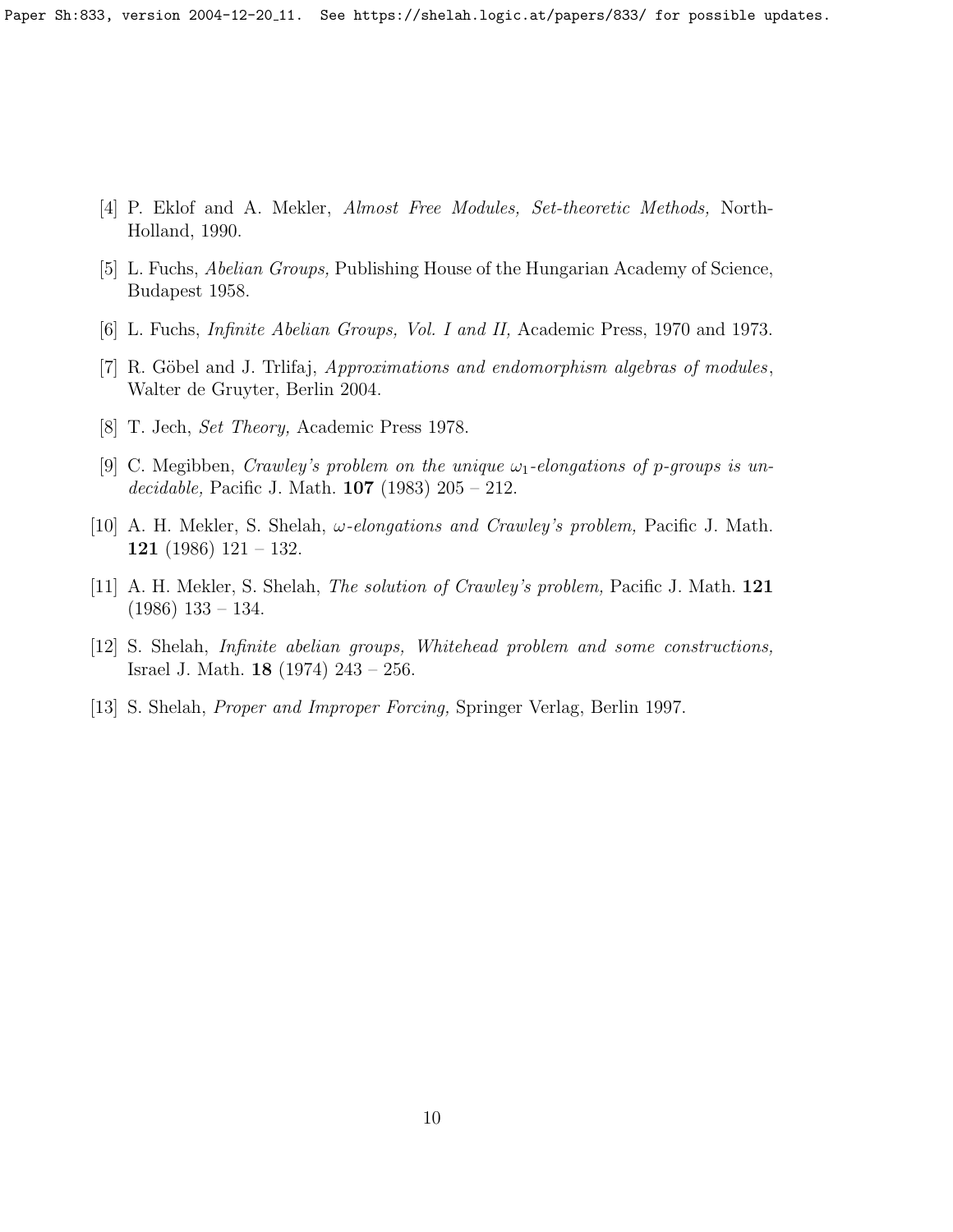[4] P. Eklof and A. Mekler, *Almost Free Modules, Set-theoretic Methods,* North-Holland, 1990.

[5] L. Fuchs, *Abelian Groups,* Publishing House of the Hungarian Academy of Science, Budapest 1958.

[6] L. Fuchs, *Infinite Abelian Groups, Vol. I and II,* Academic Press, 1970 and 1973.

[7] R. Göbel and J. Trlifaj, *Approximations and endomorphism algebras of modules*, Walter de Gruyter, Berlin 2004.

[8] T. Jech, *Set Theory,* Academic Press 1978.

[9] C. Megibben, *Crawley's problem on the unique $\omega_1$-elongations of p-groups is undecidable,* Pacific J. Math. **107** (1983) 205 – 212.

[10] A. H. Mekler, S. Shelah, *$\omega$-elongations and Crawley's problem,* Pacific J. Math. **121** (1986) 121 – 132.

[11] A. H. Mekler, S. Shelah, *The solution of Crawley's problem,* Pacific J. Math. **121** (1986) 133 – 134.

[12] S. Shelah, *Infinite abelian groups, Whitehead problem and some constructions,* Israel J. Math. **18** (1974) 243 – 256.

[13] S. Shelah, *Proper and Improper Forcing,* Springer Verlag, Berlin 1997.